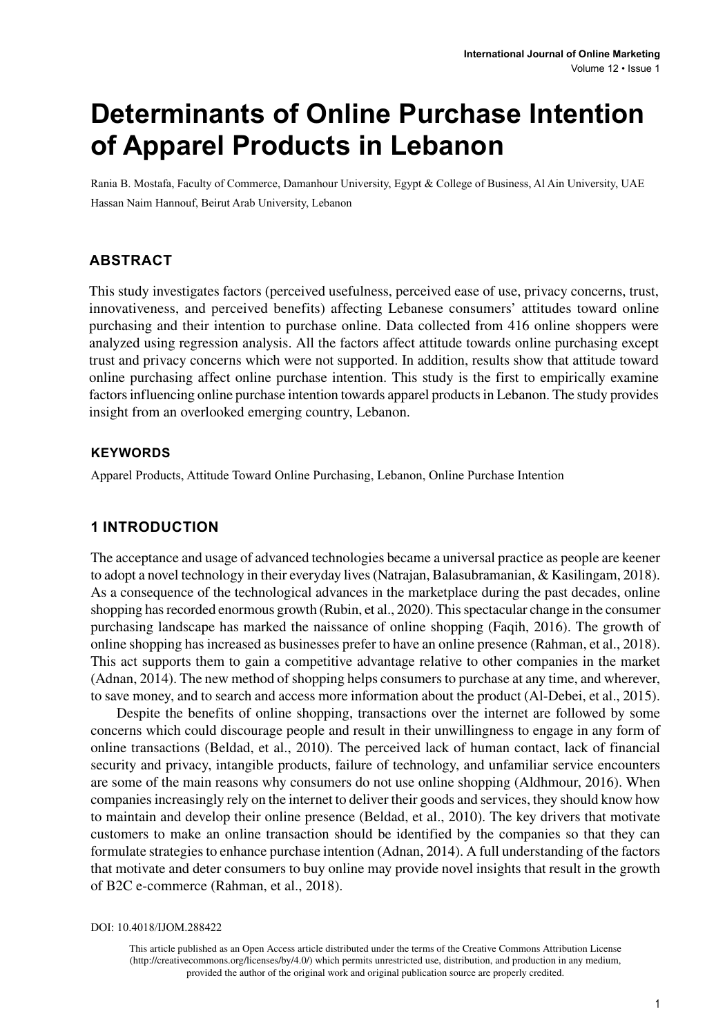# Determinants of Online Purchase Intention of Apparel Products in Lebanon

Rania B. Mostafa, Faculty of Commerce, Damanhour University, Egypt & College of Business, Al Ain University, UAE

Hassan Naim Hannouf, Beirut Arab University, Lebanon

## ABSTRACT

This study investigates factors (perceived usefulness, perceived ease of use, privacy concerns, trust, innovativeness, and perceived benefits) affecting Lebanese consumers' attitudes toward online purchasing and their intention to purchase online. Data collected from 416 online shoppers were analyzed using regression analysis. All the factors affect attitude towards online purchasing except trust and privacy concerns which were not supported. In addition, results show that attitude toward online purchasing affect online purchase intention. This study is the first to empirically examine factors influencing online purchase intention towards apparel products in Lebanon. The study provides insight from an overlooked emerging country, Lebanon.

### KEYWORDS

Apparel Products, Attitude Toward Online Purchasing, Lebanon, Online Purchase Intention

## 1 INTRODUCTION

The acceptance and usage of advanced technologies became a universal practice as people are keener to adopt a novel technology in their everyday lives (Natrajan, Balasubramanian, & Kasilingam, 2018). As a consequence of the technological advances in the marketplace during the past decades, online shopping has recorded enormous growth (Rubin, et al., 2020). This spectacular change in the consumer purchasing landscape has marked the naissance of online shopping (Faqih, 2016). The growth of online shopping has increased as businesses prefer to have an online presence (Rahman, et al., 2018). This act supports them to gain a competitive advantage relative to other companies in the market (Adnan, 2014). The new method of shopping helps consumers to purchase at any time, and wherever, to save money, and to search and access more information about the product (Al-Debei, et al., 2015).

Despite the benefits of online shopping, transactions over the internet are followed by some concerns which could discourage people and result in their unwillingness to engage in any form of online transactions (Beldad, et al., 2010). The perceived lack of human contact, lack of financial security and privacy, intangible products, failure of technology, and unfamiliar service encounters are some of the main reasons why consumers do not use online shopping (Aldhmour, 2016). When companies increasingly rely on the internet to deliver their goods and services, they should know how to maintain and develop their online presence (Beldad, et al., 2010). The key drivers that motivate customers to make an online transaction should be identified by the companies so that they can formulate strategies to enhance purchase intention (Adnan, 2014). A full understanding of the factors that motivate and deter consumers to buy online may provide novel insights that result in the growth of B2C e-commerce (Rahman, et al., 2018).

DOI: 10.4018/IJOM.288422

This article published as an Open Access article distributed under the terms of the Creative Commons Attribution License (http://creativecommons.org/licenses/by/4.0/) which permits unrestricted use, distribution, and production in any medium, provided the author of the original work and original publication source are properly credited.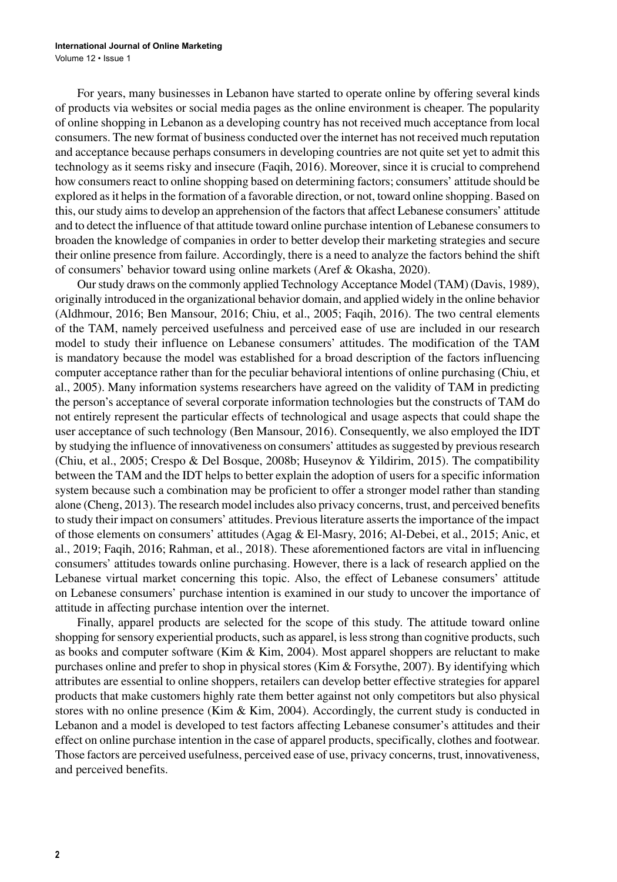For years, many businesses in Lebanon have started to operate online by offering several kinds of products via websites or social media pages as the online environment is cheaper. The popularity of online shopping in Lebanon as a developing country has not received much acceptance from local consumers. The new format of business conducted over the internet has not received much reputation and acceptance because perhaps consumers in developing countries are not quite set yet to admit this technology as it seems risky and insecure (Faqih, 2016). Moreover, since it is crucial to comprehend how consumers react to online shopping based on determining factors; consumers' attitude should be explored as it helps in the formation of a favorable direction, or not, toward online shopping. Based on this, our study aims to develop an apprehension of the factors that affect Lebanese consumers' attitude and to detect the influence of that attitude toward online purchase intention of Lebanese consumers to broaden the knowledge of companies in order to better develop their marketing strategies and secure their online presence from failure. Accordingly, there is a need to analyze the factors behind the shift of consumers' behavior toward using online markets (Aref & Okasha, 2020).

Our study draws on the commonly applied Technology Acceptance Model (TAM) (Davis, 1989), originally introduced in the organizational behavior domain, and applied widely in the online behavior (Aldhmour, 2016; Ben Mansour, 2016; Chiu, et al., 2005; Faqih, 2016). The two central elements of the TAM, namely perceived usefulness and perceived ease of use are included in our research model to study their influence on Lebanese consumers' attitudes. The modification of the TAM is mandatory because the model was established for a broad description of the factors influencing computer acceptance rather than for the peculiar behavioral intentions of online purchasing (Chiu, et al., 2005). Many information systems researchers have agreed on the validity of TAM in predicting the person's acceptance of several corporate information technologies but the constructs of TAM do not entirely represent the particular effects of technological and usage aspects that could shape the user acceptance of such technology (Ben Mansour, 2016). Consequently, we also employed the IDT by studying the influence of innovativeness on consumers' attitudes as suggested by previous research (Chiu, et al., 2005; Crespo & Del Bosque, 2008b; Huseynov & Yildirim, 2015). The compatibility between the TAM and the IDT helps to better explain the adoption of users for a specific information system because such a combination may be proficient to offer a stronger model rather than standing alone (Cheng, 2013). The research model includes also privacy concerns, trust, and perceived benefits to study their impact on consumers' attitudes. Previous literature asserts the importance of the impact of those elements on consumers' attitudes (Agag & El-Masry, 2016; Al-Debei, et al., 2015; Anic, et al., 2019; Faqih, 2016; Rahman, et al., 2018). These aforementioned factors are vital in influencing consumers' attitudes towards online purchasing. However, there is a lack of research applied on the Lebanese virtual market concerning this topic. Also, the effect of Lebanese consumers' attitude on Lebanese consumers' purchase intention is examined in our study to uncover the importance of attitude in affecting purchase intention over the internet.

Finally, apparel products are selected for the scope of this study. The attitude toward online shopping for sensory experiential products, such as apparel, is less strong than cognitive products, such as books and computer software (Kim & Kim, 2004). Most apparel shoppers are reluctant to make purchases online and prefer to shop in physical stores (Kim & Forsythe, 2007). By identifying which attributes are essential to online shoppers, retailers can develop better effective strategies for apparel products that make customers highly rate them better against not only competitors but also physical stores with no online presence (Kim & Kim, 2004). Accordingly, the current study is conducted in Lebanon and a model is developed to test factors affecting Lebanese consumer's attitudes and their effect on online purchase intention in the case of apparel products, specifically, clothes and footwear. Those factors are perceived usefulness, perceived ease of use, privacy concerns, trust, innovativeness, and perceived benefits.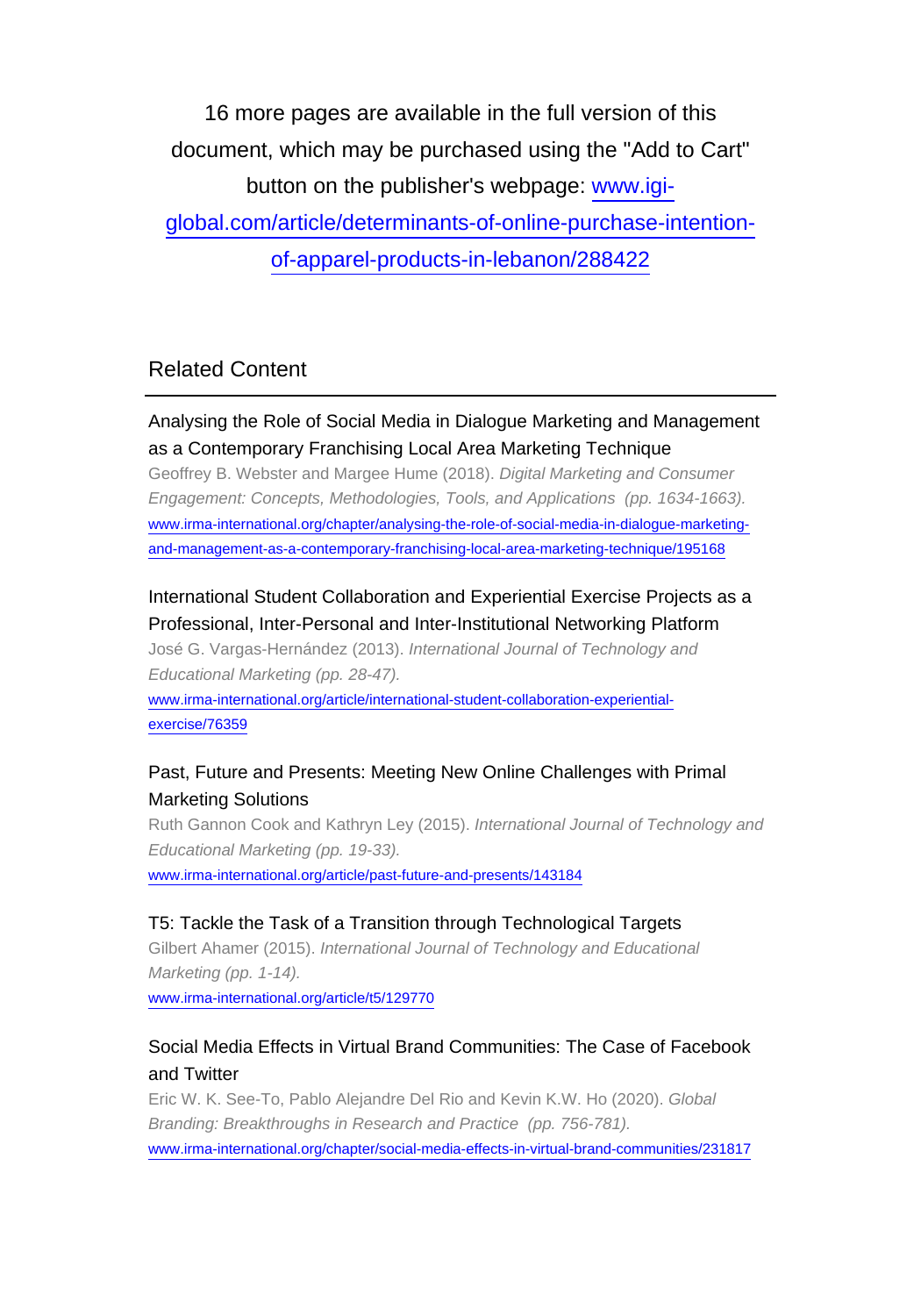16 more pages are available in the full version of this document, which may be purchased using the "Add to Cart" button on the publisher's webpage: [www.igi-global.com/article/determinants-of-online-purchase-intention-of-apparel-products-in-lebanon/288422](www.igi-global.com/article/determinants-of-online-purchase-intention-of-apparel-products-in-lebanon/288422)

## Related Content

Analysing the Role of Social Media in Dialogue Marketing and Management as a Contemporary Franchising Local Area Marketing Technique
Geoffrey B. Webster and Margee Hume (2018). *Digital Marketing and Consumer Engagement: Concepts, Methodologies, Tools, and Applications (pp. 1634-1663).*
[www.irma-international.org/chapter/analysing-the-role-of-social-media-in-dialogue-marketing-and-management-as-a-contemporary-franchising-local-area-marketing-technique/195168](www.irma-international.org/chapter/analysing-the-role-of-social-media-in-dialogue-marketing-and-management-as-a-contemporary-franchising-local-area-marketing-technique/195168)

International Student Collaboration and Experiential Exercise Projects as a Professional, Inter-Personal and Inter-Institutional Networking Platform
José G. Vargas-Hernández (2013). *International Journal of Technology and Educational Marketing (pp. 28-47).*
[www.irma-international.org/article/international-student-collaboration-experiential-exercise/76359](www.irma-international.org/article/international-student-collaboration-experiential-exercise/76359)

Past, Future and Presents: Meeting New Online Challenges with Primal Marketing Solutions
Ruth Gannon Cook and Kathryn Ley (2015). *International Journal of Technology and Educational Marketing (pp. 19-33).*
[www.irma-international.org/article/past-future-and-presents/143184](www.irma-international.org/article/past-future-and-presents/143184)

T5: Tackle the Task of a Transition through Technological Targets
Gilbert Ahamer (2015). *International Journal of Technology and Educational Marketing (pp. 1-14).*
[www.irma-international.org/article/t5/129770](www.irma-international.org/article/t5/129770)

Social Media Effects in Virtual Brand Communities: The Case of Facebook and Twitter
Eric W. K. See-To, Pablo Alejandre Del Rio and Kevin K.W. Ho (2020). *Global Branding: Breakthroughs in Research and Practice (pp. 756-781).*
[www.irma-international.org/chapter/social-media-effects-in-virtual-brand-communities/231817](www.irma-international.org/chapter/social-media-effects-in-virtual-brand-communities/231817)